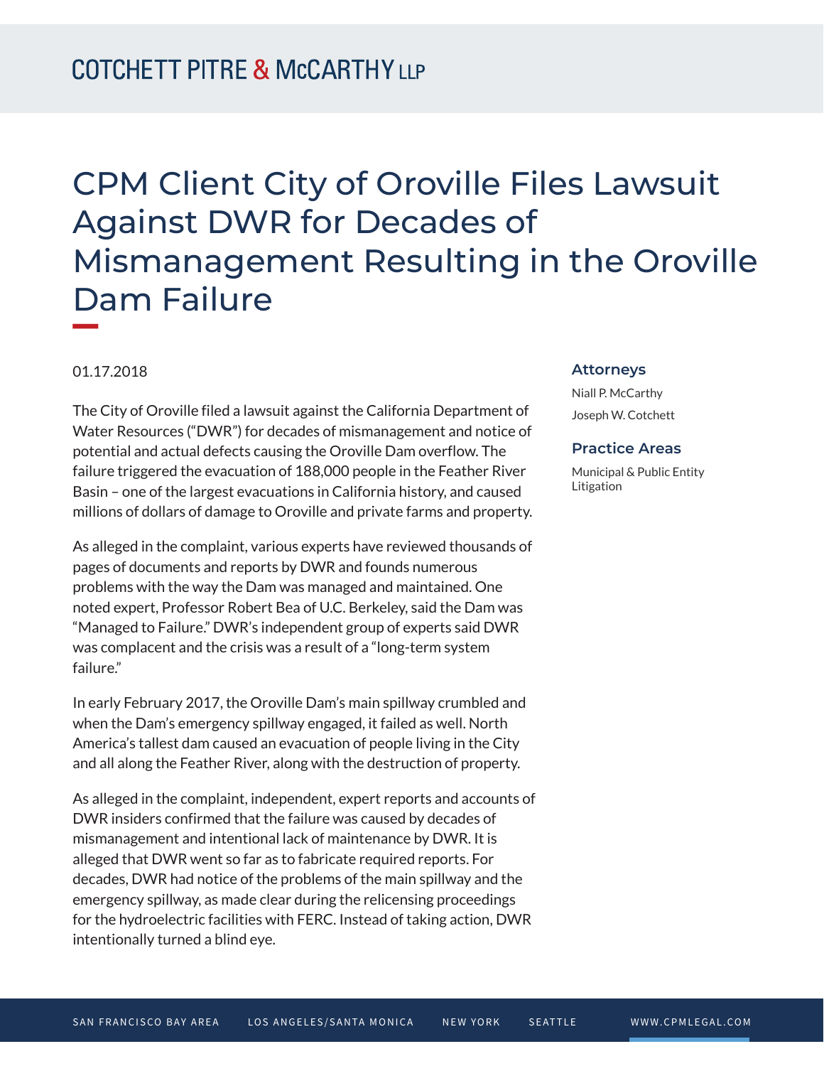# CPM Client City of Oroville Files Lawsuit Against DWR for Decades of Mismanagement Resulting in the Oroville Dam Failure

01.17.2018

The City of Oroville filed a lawsuit against the California Department of Water Resources ("DWR") for decades of mismanagement and notice of potential and actual defects causing the Oroville Dam overflow. The failure triggered the evacuation of 188,000 people in the Feather River Basin – one of the largest evacuations in California history, and caused millions of dollars of damage to Oroville and private farms and property.

As alleged in the complaint, various experts have reviewed thousands of pages of documents and reports by DWR and founds numerous problems with the way the Dam was managed and maintained. One noted expert, Professor Robert Bea of U.C. Berkeley, said the Dam was "Managed to Failure." DWR's independent group of experts said DWR was complacent and the crisis was a result of a "long-term system failure."

In early February 2017, the Oroville Dam's main spillway crumbled and when the Dam's emergency spillway engaged, it failed as well. North America's tallest dam caused an evacuation of people living in the City and all along the Feather River, along with the destruction of property.

As alleged in the complaint, independent, expert reports and accounts of DWR insiders confirmed that the failure was caused by decades of mismanagement and intentional lack of maintenance by DWR. It is alleged that DWR went so far as to fabricate required reports. For decades, DWR had notice of the problems of the main spillway and the emergency spillway, as made clear during the relicensing proceedings for the hydroelectric facilities with FERC. Instead of taking action, DWR intentionally turned a blind eye.

### Attorneys

Niall P. McCarthy

Joseph W. Cotchett

### Practice Areas

Municipal & Public Entity Litigation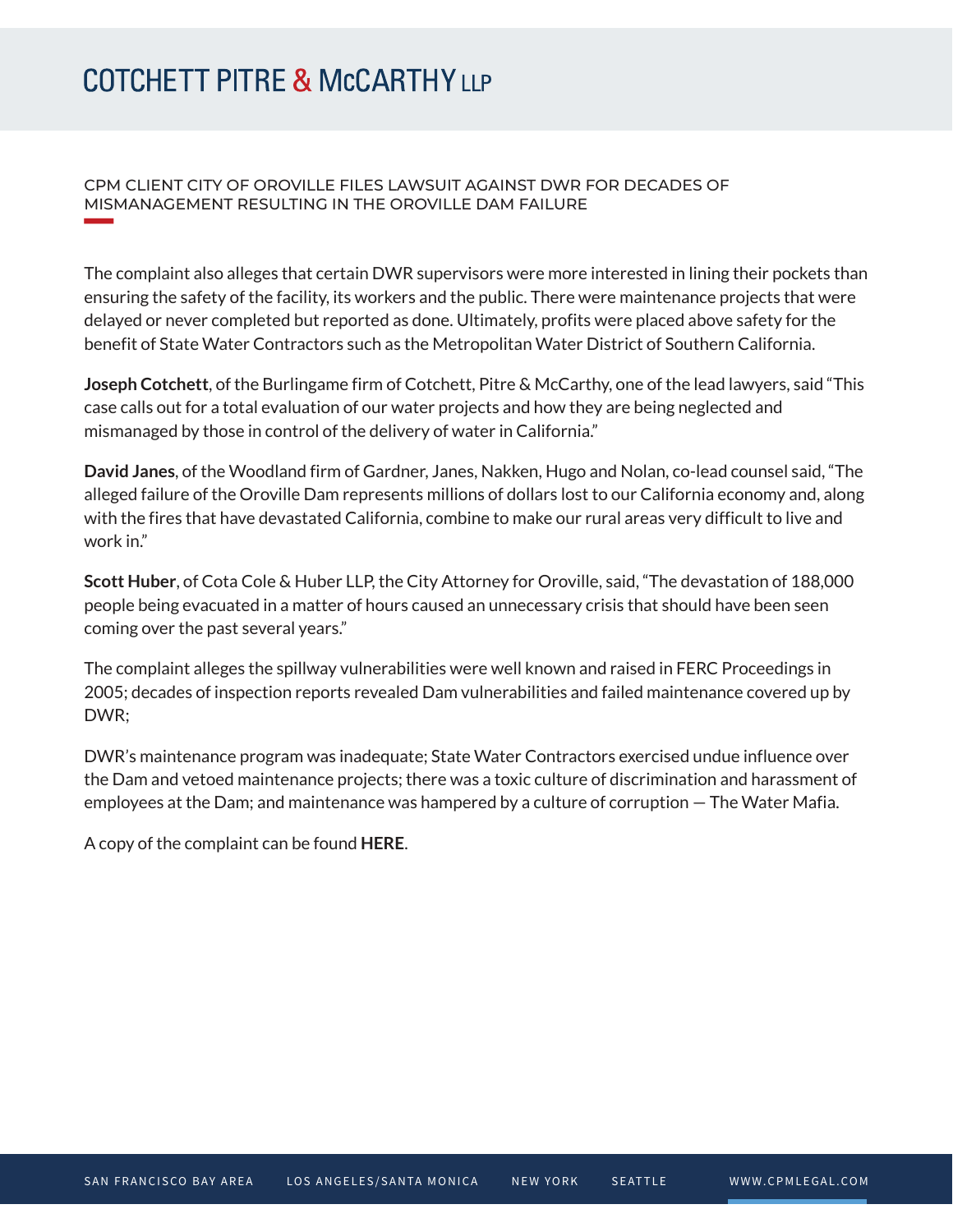CPM CLIENT CITY OF OROVILLE FILES LAWSUIT AGAINST DWR FOR DECADES OF MISMANAGEMENT RESULTING IN THE OROVILLE DAM FAILURE

The complaint also alleges that certain DWR supervisors were more interested in lining their pockets than ensuring the safety of the facility, its workers and the public. There were maintenance projects that were delayed or never completed but reported as done. Ultimately, profits were placed above safety for the benefit of State Water Contractors such as the Metropolitan Water District of Southern California.

**Joseph Cotchett**, of the Burlingame firm of Cotchett, Pitre & McCarthy, one of the lead lawyers, said "This case calls out for a total evaluation of our water projects and how they are being neglected and mismanaged by those in control of the delivery of water in California."

**David Janes**, of the Woodland firm of Gardner, Janes, Nakken, Hugo and Nolan, co-lead counsel said, "The alleged failure of the Oroville Dam represents millions of dollars lost to our California economy and, along with the fires that have devastated California, combine to make our rural areas very difficult to live and work in."

**Scott Huber**, of Cota Cole & Huber LLP, the City Attorney for Oroville, said, "The devastation of 188,000 people being evacuated in a matter of hours caused an unnecessary crisis that should have been seen coming over the past several years."

The complaint alleges the spillway vulnerabilities were well known and raised in FERC Proceedings in 2005; decades of inspection reports revealed Dam vulnerabilities and failed maintenance covered up by DWR;

DWR's maintenance program was inadequate; State Water Contractors exercised undue influence over the Dam and vetoed maintenance projects; there was a toxic culture of discrimination and harassment of employees at the Dam; and maintenance was hampered by a culture of corruption — The Water Mafia.

A copy of the complaint can be found **HERE**.